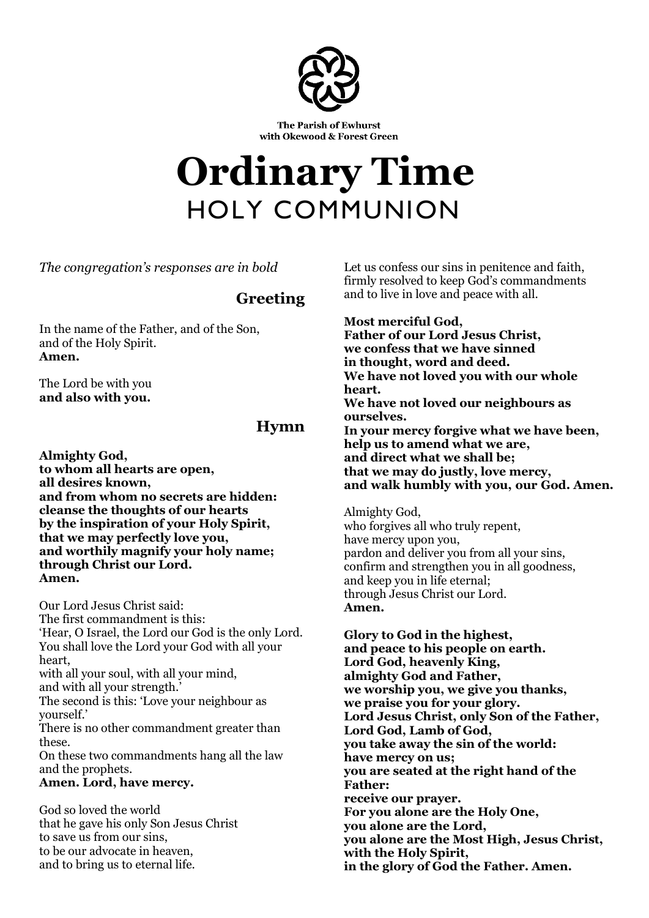The Parish of Ewhurst
with Okewood & Forest Green

# Ordinary Time
## HOLY COMMUNION

*The congregation's responses are in bold*

### Greeting

In the name of the Father, and of the Son,
and of the Holy Spirit.
**Amen.**

The Lord be with you
**and also with you.**

### Hymn

**Almighty God,
to whom all hearts are open,
all desires known,
and from whom no secrets are hidden:
cleanse the thoughts of our hearts
by the inspiration of your Holy Spirit,
that we may perfectly love you,
and worthily magnify your holy name;
through Christ our Lord.
Amen.**

Our Lord Jesus Christ said:
The first commandment is this:
'Hear, O Israel, the Lord our God is the only Lord.
You shall love the Lord your God with all your heart,
with all your soul, with all your mind,
and with all your strength.'
The second is this: 'Love your neighbour as yourself.'
There is no other commandment greater than these.
On these two commandments hang all the law and the prophets.
**Amen. Lord, have mercy.**

God so loved the world
that he gave his only Son Jesus Christ
to save us from our sins,
to be our advocate in heaven,
and to bring us to eternal life.

Let us confess our sins in penitence and faith,
firmly resolved to keep God's commandments
and to live in love and peace with all.

**Most merciful God,
Father of our Lord Jesus Christ,
we confess that we have sinned
in thought, word and deed.
We have not loved you with our whole heart.
We have not loved our neighbours as ourselves.
In your mercy forgive what we have been,
help us to amend what we are,
and direct what we shall be;
that we may do justly, love mercy,
and walk humbly with you, our God. Amen.**

Almighty God,
who forgives all who truly repent,
have mercy upon you,
pardon and deliver you from all your sins,
confirm and strengthen you in all goodness,
and keep you in life eternal;
through Jesus Christ our Lord.
**Amen.**

**Glory to God in the highest,
and peace to his people on earth.
Lord God, heavenly King,
almighty God and Father,
we worship you, we give you thanks,
we praise you for your glory.
Lord Jesus Christ, only Son of the Father,
Lord God, Lamb of God,
you take away the sin of the world:
have mercy on us;
you are seated at the right hand of the Father:
receive our prayer.
For you alone are the Holy One,
you alone are the Lord,
you alone are the Most High, Jesus Christ,
with the Holy Spirit,
in the glory of God the Father. Amen.**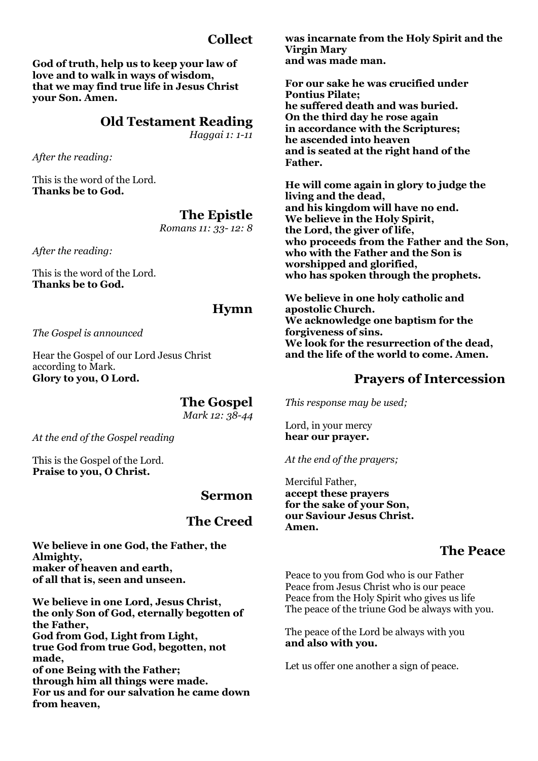## Collect

**God of truth, help us to keep your law of love and to walk in ways of wisdom, that we may find true life in Jesus Christ your Son. Amen.**

## Old Testament Reading

*Haggai 1: 1-11*

*After the reading:*

This is the word of the Lord.
**Thanks be to God.**

## The Epistle

*Romans 11: 33- 12: 8*

*After the reading:*

This is the word of the Lord.
**Thanks be to God.**

## Hymn

*The Gospel is announced*

Hear the Gospel of our Lord Jesus Christ according to Mark.
**Glory to you, O Lord.**

## The Gospel

*Mark 12: 38-44*

*At the end of the Gospel reading*

This is the Gospel of the Lord.
**Praise to you, O Christ.**

## Sermon

## The Creed

**We believe in one God, the Father, the Almighty,**
**maker of heaven and earth,**
**of all that is, seen and unseen.**

**We believe in one Lord, Jesus Christ,**
**the only Son of God, eternally begotten of the Father,**
**God from God, Light from Light,**
**true God from true God, begotten, not made,**
**of one Being with the Father;**
**through him all things were made.**
**For us and for our salvation he came down from heaven,**
**was incarnate from the Holy Spirit and the Virgin Mary**
**and was made man.**

**For our sake he was crucified under Pontius Pilate;**
**he suffered death and was buried.**
**On the third day he rose again**
**in accordance with the Scriptures;**
**he ascended into heaven**
**and is seated at the right hand of the Father.**

**He will come again in glory to judge the living and the dead,**
**and his kingdom will have no end.**
**We believe in the Holy Spirit,**
**the Lord, the giver of life,**
**who proceeds from the Father and the Son,**
**who with the Father and the Son is worshipped and glorified,**
**who has spoken through the prophets.**

**We believe in one holy catholic and apostolic Church.**
**We acknowledge one baptism for the forgiveness of sins.**
**We look for the resurrection of the dead,**
**and the life of the world to come. Amen.**

## Prayers of Intercession

*This response may be used;*

Lord, in your mercy
**hear our prayer.**

*At the end of the prayers;*

Merciful Father,
**accept these prayers**
**for the sake of your Son,**
**our Saviour Jesus Christ.**
**Amen.**

## The Peace

Peace to you from God who is our Father
Peace from Jesus Christ who is our peace
Peace from the Holy Spirit who gives us life
The peace of the triune God be always with you.

The peace of the Lord be always with you
**and also with you.**

Let us offer one another a sign of peace.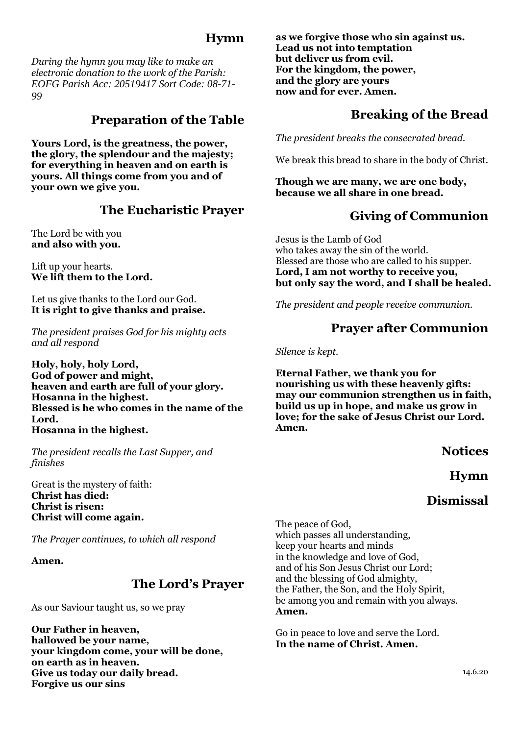## Hymn

*During the hymn you may like to make an electronic donation to the work of the Parish: EOFG Parish Acc: 20519417 Sort Code: 08-71-99*

## Preparation of the Table

**Yours Lord, is the greatness, the power, the glory, the splendour and the majesty; for everything in heaven and on earth is yours. All things come from you and of your own we give you.**

## The Eucharistic Prayer

The Lord be with you
**and also with you.**

Lift up your hearts.
**We lift them to the Lord.**

Let us give thanks to the Lord our God.
**It is right to give thanks and praise.**

*The president praises God for his mighty acts and all respond*

**Holy, holy, holy Lord,**
**God of power and might,**
**heaven and earth are full of your glory.**
**Hosanna in the highest.**
**Blessed is he who comes in the name of the Lord.**
**Hosanna in the highest.**

*The president recalls the Last Supper, and finishes*

Great is the mystery of faith:
**Christ has died:**
**Christ is risen:**
**Christ will come again.**

*The Prayer continues, to which all respond*

**Amen.**

## The Lord's Prayer

As our Saviour taught us, so we pray

**Our Father in heaven,**
**hallowed be your name,**
**your kingdom come, your will be done,**
**on earth as in heaven.**
**Give us today our daily bread.**
**Forgive us our sins**
**as we forgive those who sin against us.**
**Lead us not into temptation**
**but deliver us from evil.**
**For the kingdom, the power,**
**and the glory are yours**
**now and for ever. Amen.**

## Breaking of the Bread

*The president breaks the consecrated bread.*

We break this bread to share in the body of Christ.

**Though we are many, we are one body, because we all share in one bread.**

## Giving of Communion

Jesus is the Lamb of God
who takes away the sin of the world.
Blessed are those who are called to his supper.
**Lord, I am not worthy to receive you,**
**but only say the word, and I shall be healed.**

*The president and people receive communion.*

## Prayer after Communion

*Silence is kept.*

**Eternal Father, we thank you for nourishing us with these heavenly gifts: may our communion strengthen us in faith, build us up in hope, and make us grow in love; for the sake of Jesus Christ our Lord. Amen.**

## Notices

## Hymn

## Dismissal

The peace of God,
which passes all understanding,
keep your hearts and minds
in the knowledge and love of God,
and of his Son Jesus Christ our Lord;
and the blessing of God almighty,
the Father, the Son, and the Holy Spirit,
be among you and remain with you always.
**Amen.**

Go in peace to love and serve the Lord.
**In the name of Christ. Amen.**

14.6.20